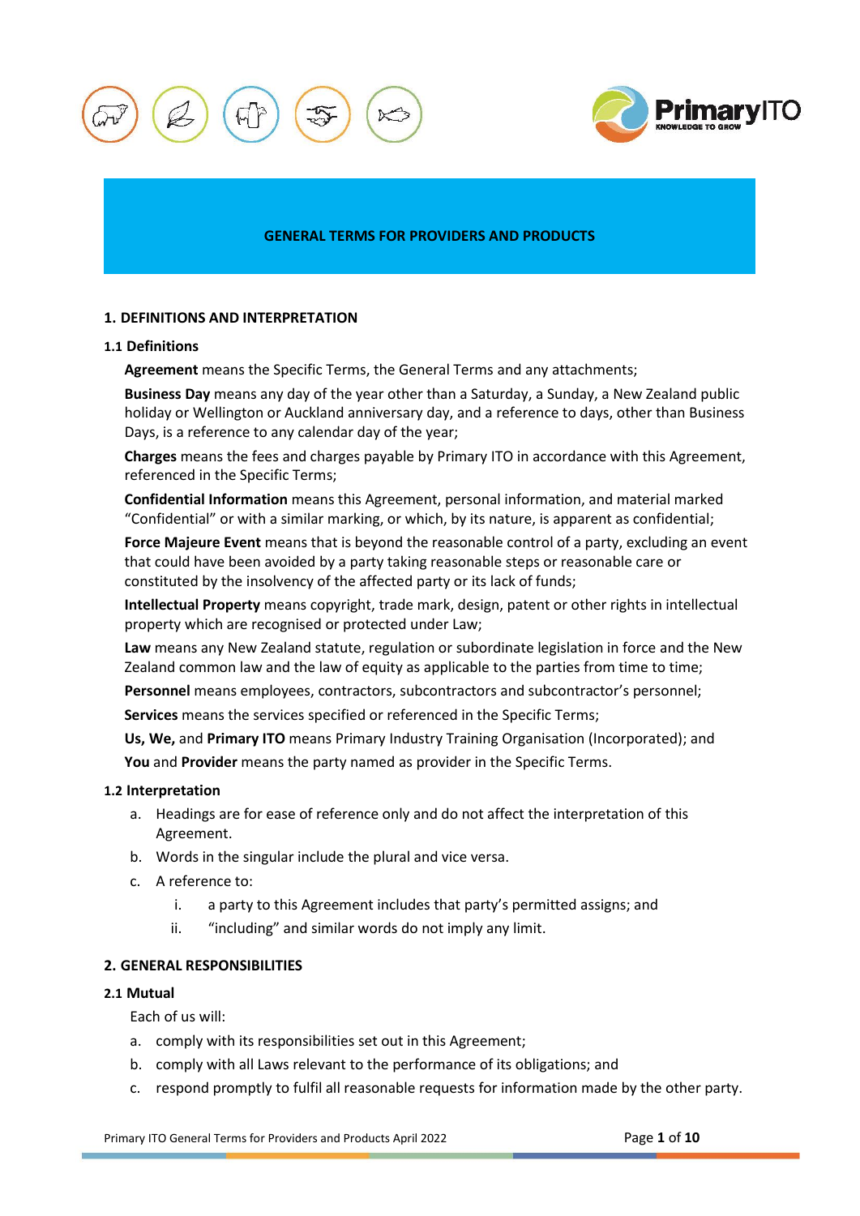# GENERAL TERMS FOR PROVIDERS AND PRODUCTS

## 1. DEFINITIONS AND INTERPRETATION

### 1.1 Definitions

**Agreement** means the Specific Terms, the General Terms and any attachments;

**Business Day** means any day of the year other than a Saturday, a Sunday, a New Zealand public holiday or Wellington or Auckland anniversary day, and a reference to days, other than Business Days, is a reference to any calendar day of the year;

**Charges** means the fees and charges payable by Primary ITO in accordance with this Agreement, referenced in the Specific Terms;

**Confidential Information** means this Agreement, personal information, and material marked "Confidential" or with a similar marking, or which, by its nature, is apparent as confidential;

**Force Majeure Event** means that is beyond the reasonable control of a party, excluding an event that could have been avoided by a party taking reasonable steps or reasonable care or constituted by the insolvency of the affected party or its lack of funds;

**Intellectual Property** means copyright, trade mark, design, patent or other rights in intellectual property which are recognised or protected under Law;

**Law** means any New Zealand statute, regulation or subordinate legislation in force and the New Zealand common law and the law of equity as applicable to the parties from time to time;

**Personnel** means employees, contractors, subcontractors and subcontractor's personnel;

**Services** means the services specified or referenced in the Specific Terms;

**Us, We,** and **Primary ITO** means Primary Industry Training Organisation (Incorporated); and

**You** and **Provider** means the party named as provider in the Specific Terms.

### 1.2 Interpretation

a. Headings are for ease of reference only and do not affect the interpretation of this Agreement.

b. Words in the singular include the plural and vice versa.

c. A reference to:

   i. a party to this Agreement includes that party's permitted assigns; and

   ii. "including" and similar words do not imply any limit.

## 2. GENERAL RESPONSIBILITIES

### 2.1 Mutual

Each of us will:

a. comply with its responsibilities set out in this Agreement;

b. comply with all Laws relevant to the performance of its obligations; and

c. respond promptly to fulfil all reasonable requests for information made by the other party.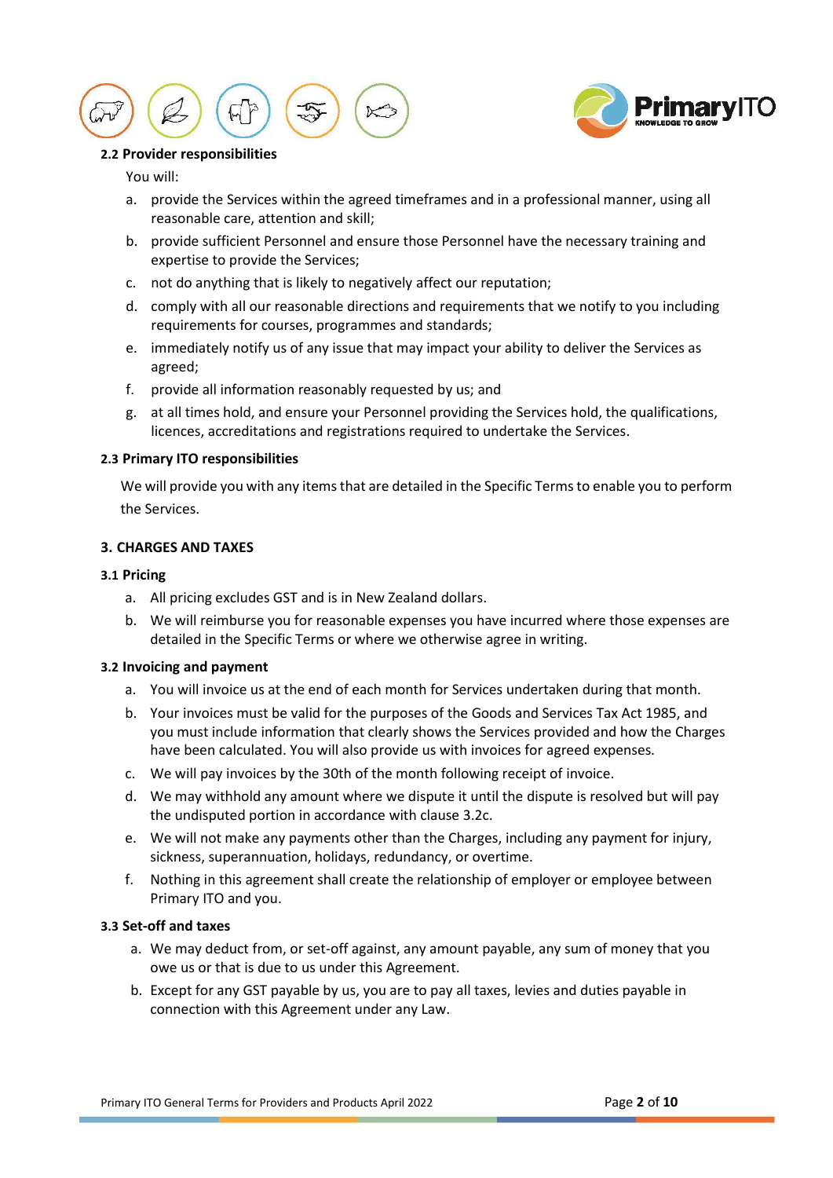### 2.2 Provider responsibilities

You will:

a. provide the Services within the agreed timeframes and in a professional manner, using all reasonable care, attention and skill;

b. provide sufficient Personnel and ensure those Personnel have the necessary training and expertise to provide the Services;

c. not do anything that is likely to negatively affect our reputation;

d. comply with all our reasonable directions and requirements that we notify to you including requirements for courses, programmes and standards;

e. immediately notify us of any issue that may impact your ability to deliver the Services as agreed;

f. provide all information reasonably requested by us; and

g. at all times hold, and ensure your Personnel providing the Services hold, the qualifications, licences, accreditations and registrations required to undertake the Services.

### 2.3 Primary ITO responsibilities

We will provide you with any items that are detailed in the Specific Terms to enable you to perform the Services.

## 3. CHARGES AND TAXES

### 3.1 Pricing

a. All pricing excludes GST and is in New Zealand dollars.

b. We will reimburse you for reasonable expenses you have incurred where those expenses are detailed in the Specific Terms or where we otherwise agree in writing.

### 3.2 Invoicing and payment

a. You will invoice us at the end of each month for Services undertaken during that month.

b. Your invoices must be valid for the purposes of the Goods and Services Tax Act 1985, and you must include information that clearly shows the Services provided and how the Charges have been calculated. You will also provide us with invoices for agreed expenses.

c. We will pay invoices by the 30th of the month following receipt of invoice.

d. We may withhold any amount where we dispute it until the dispute is resolved but will pay the undisputed portion in accordance with clause 3.2c.

e. We will not make any payments other than the Charges, including any payment for injury, sickness, superannuation, holidays, redundancy, or overtime.

f. Nothing in this agreement shall create the relationship of employer or employee between Primary ITO and you.

### 3.3 Set-off and taxes

a. We may deduct from, or set-off against, any amount payable, any sum of money that you owe us or that is due to us under this Agreement.

b. Except for any GST payable by us, you are to pay all taxes, levies and duties payable in connection with this Agreement under any Law.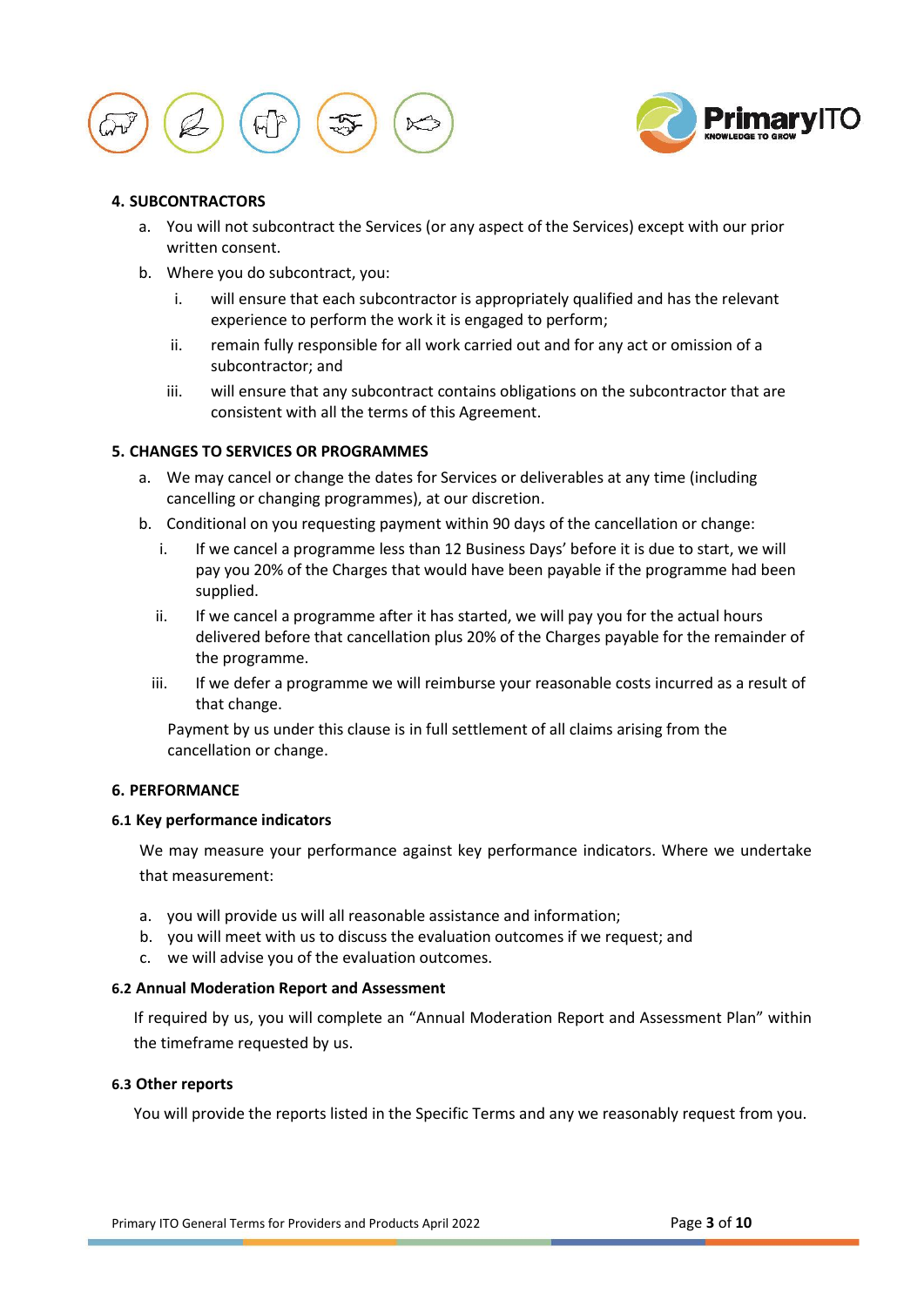## 4. SUBCONTRACTORS

a. You will not subcontract the Services (or any aspect of the Services) except with our prior written consent.

b. Where you do subcontract, you:

   i. will ensure that each subcontractor is appropriately qualified and has the relevant experience to perform the work it is engaged to perform;

   ii. remain fully responsible for all work carried out and for any act or omission of a subcontractor; and

   iii. will ensure that any subcontract contains obligations on the subcontractor that are consistent with all the terms of this Agreement.

## 5. CHANGES TO SERVICES OR PROGRAMMES

a. We may cancel or change the dates for Services or deliverables at any time (including cancelling or changing programmes), at our discretion.

b. Conditional on you requesting payment within 90 days of the cancellation or change:

   i. If we cancel a programme less than 12 Business Days' before it is due to start, we will pay you 20% of the Charges that would have been payable if the programme had been supplied.

   ii. If we cancel a programme after it has started, we will pay you for the actual hours delivered before that cancellation plus 20% of the Charges payable for the remainder of the programme.

   iii. If we defer a programme we will reimburse your reasonable costs incurred as a result of that change.

   Payment by us under this clause is in full settlement of all claims arising from the cancellation or change.

## 6. PERFORMANCE

### 6.1 Key performance indicators

We may measure your performance against key performance indicators. Where we undertake that measurement:

a. you will provide us will all reasonable assistance and information;

b. you will meet with us to discuss the evaluation outcomes if we request; and

c. we will advise you of the evaluation outcomes.

### 6.2 Annual Moderation Report and Assessment

If required by us, you will complete an "Annual Moderation Report and Assessment Plan" within the timeframe requested by us.

### 6.3 Other reports

You will provide the reports listed in the Specific Terms and any we reasonably request from you.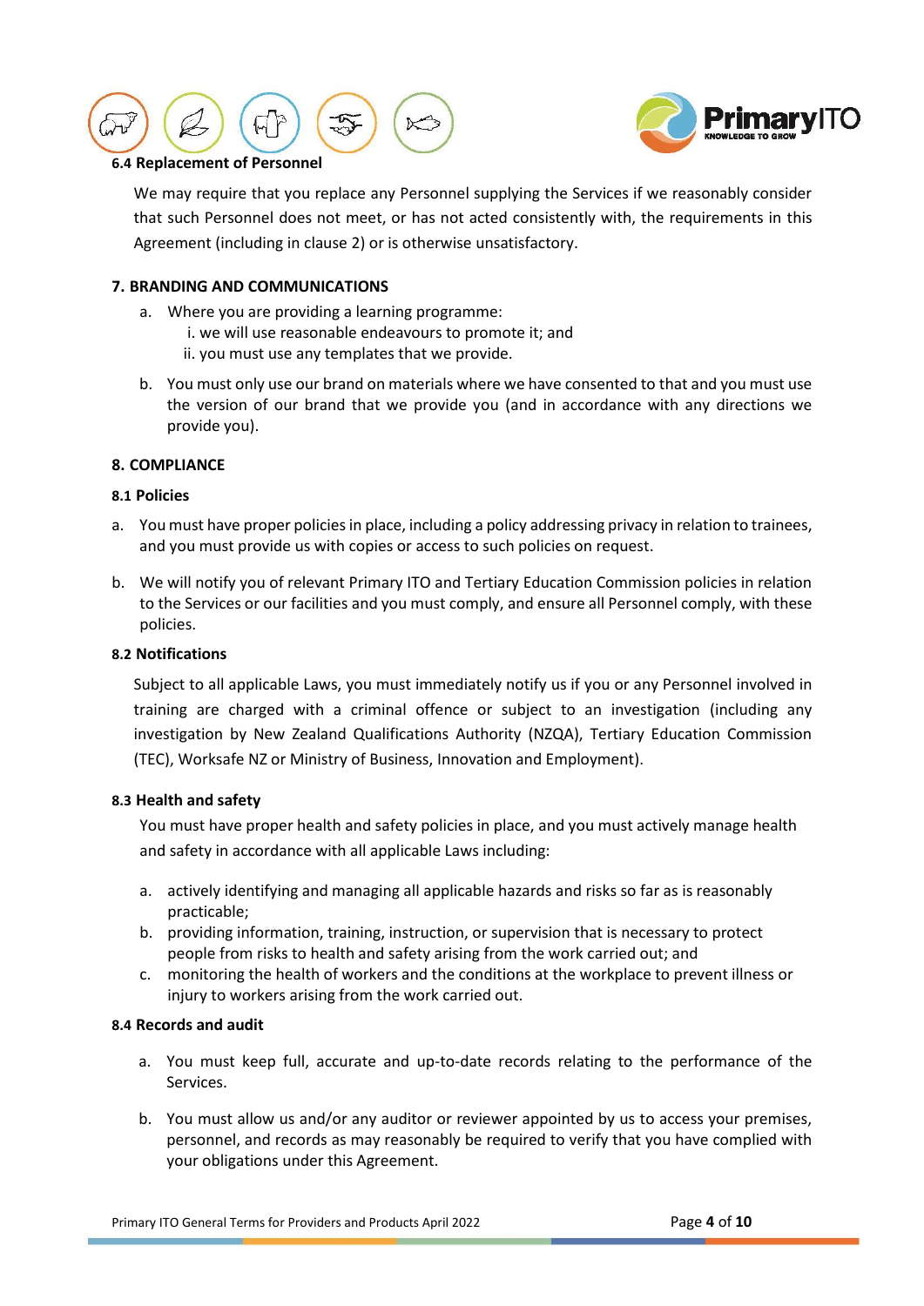### 6.4 Replacement of Personnel

We may require that you replace any Personnel supplying the Services if we reasonably consider that such Personnel does not meet, or has not acted consistently with, the requirements in this Agreement (including in clause 2) or is otherwise unsatisfactory.

## 7. BRANDING AND COMMUNICATIONS

a. Where you are providing a learning programme:
   i. we will use reasonable endeavours to promote it; and
   ii. you must use any templates that we provide.

b. You must only use our brand on materials where we have consented to that and you must use the version of our brand that we provide you (and in accordance with any directions we provide you).

## 8. COMPLIANCE

### 8.1 Policies

a. You must have proper policies in place, including a policy addressing privacy in relation to trainees, and you must provide us with copies or access to such policies on request.

b. We will notify you of relevant Primary ITO and Tertiary Education Commission policies in relation to the Services or our facilities and you must comply, and ensure all Personnel comply, with these policies.

### 8.2 Notifications

Subject to all applicable Laws, you must immediately notify us if you or any Personnel involved in training are charged with a criminal offence or subject to an investigation (including any investigation by New Zealand Qualifications Authority (NZQA), Tertiary Education Commission (TEC), Worksafe NZ or Ministry of Business, Innovation and Employment).

### 8.3 Health and safety

You must have proper health and safety policies in place, and you must actively manage health and safety in accordance with all applicable Laws including:

a. actively identifying and managing all applicable hazards and risks so far as is reasonably practicable;
b. providing information, training, instruction, or supervision that is necessary to protect people from risks to health and safety arising from the work carried out; and
c. monitoring the health of workers and the conditions at the workplace to prevent illness or injury to workers arising from the work carried out.

### 8.4 Records and audit

a. You must keep full, accurate and up-to-date records relating to the performance of the Services.

b. You must allow us and/or any auditor or reviewer appointed by us to access your premises, personnel, and records as may reasonably be required to verify that you have complied with your obligations under this Agreement.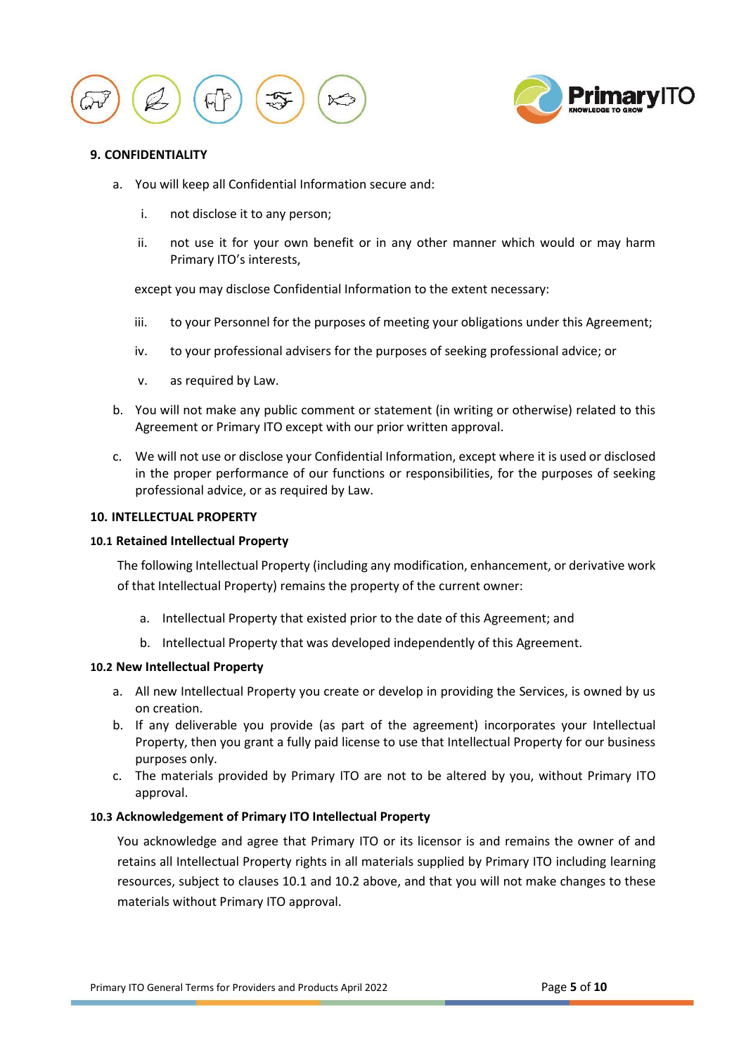### 9. CONFIDENTIALITY

a. You will keep all Confidential Information secure and:

   i. not disclose it to any person;

   ii. not use it for your own benefit or in any other manner which would or may harm Primary ITO's interests,

   except you may disclose Confidential Information to the extent necessary:

   iii. to your Personnel for the purposes of meeting your obligations under this Agreement;

   iv. to your professional advisers for the purposes of seeking professional advice; or

   v. as required by Law.

b. You will not make any public comment or statement (in writing or otherwise) related to this Agreement or Primary ITO except with our prior written approval.

c. We will not use or disclose your Confidential Information, except where it is used or disclosed in the proper performance of our functions or responsibilities, for the purposes of seeking professional advice, or as required by Law.

### 10. INTELLECTUAL PROPERTY

#### 10.1 Retained Intellectual Property

The following Intellectual Property (including any modification, enhancement, or derivative work of that Intellectual Property) remains the property of the current owner:

a. Intellectual Property that existed prior to the date of this Agreement; and

b. Intellectual Property that was developed independently of this Agreement.

#### 10.2 New Intellectual Property

a. All new Intellectual Property you create or develop in providing the Services, is owned by us on creation.
b. If any deliverable you provide (as part of the agreement) incorporates your Intellectual Property, then you grant a fully paid license to use that Intellectual Property for our business purposes only.
c. The materials provided by Primary ITO are not to be altered by you, without Primary ITO approval.

#### 10.3 Acknowledgement of Primary ITO Intellectual Property

You acknowledge and agree that Primary ITO or its licensor is and remains the owner of and retains all Intellectual Property rights in all materials supplied by Primary ITO including learning resources, subject to clauses 10.1 and 10.2 above, and that you will not make changes to these materials without Primary ITO approval.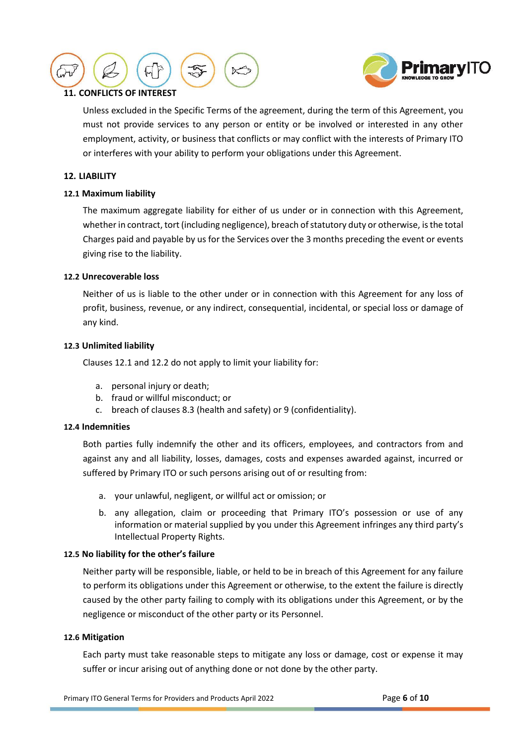## 11. CONFLICTS OF INTEREST

Unless excluded in the Specific Terms of the agreement, during the term of this Agreement, you must not provide services to any person or entity or be involved or interested in any other employment, activity, or business that conflicts or may conflict with the interests of Primary ITO or interferes with your ability to perform your obligations under this Agreement.

## 12. LIABILITY

### 12.1 Maximum liability

The maximum aggregate liability for either of us under or in connection with this Agreement, whether in contract, tort (including negligence), breach of statutory duty or otherwise, is the total Charges paid and payable by us for the Services over the 3 months preceding the event or events giving rise to the liability.

### 12.2 Unrecoverable loss

Neither of us is liable to the other under or in connection with this Agreement for any loss of profit, business, revenue, or any indirect, consequential, incidental, or special loss or damage of any kind.

### 12.3 Unlimited liability

Clauses 12.1 and 12.2 do not apply to limit your liability for:

a. personal injury or death;
b. fraud or willful misconduct; or
c. breach of clauses 8.3 (health and safety) or 9 (confidentiality).

### 12.4 Indemnities

Both parties fully indemnify the other and its officers, employees, and contractors from and against any and all liability, losses, damages, costs and expenses awarded against, incurred or suffered by Primary ITO or such persons arising out of or resulting from:

a. your unlawful, negligent, or willful act or omission; or

b. any allegation, claim or proceeding that Primary ITO's possession or use of any information or material supplied by you under this Agreement infringes any third party's Intellectual Property Rights.

### 12.5 No liability for the other's failure

Neither party will be responsible, liable, or held to be in breach of this Agreement for any failure to perform its obligations under this Agreement or otherwise, to the extent the failure is directly caused by the other party failing to comply with its obligations under this Agreement, or by the negligence or misconduct of the other party or its Personnel.

### 12.6 Mitigation

Each party must take reasonable steps to mitigate any loss or damage, cost or expense it may suffer or incur arising out of anything done or not done by the other party.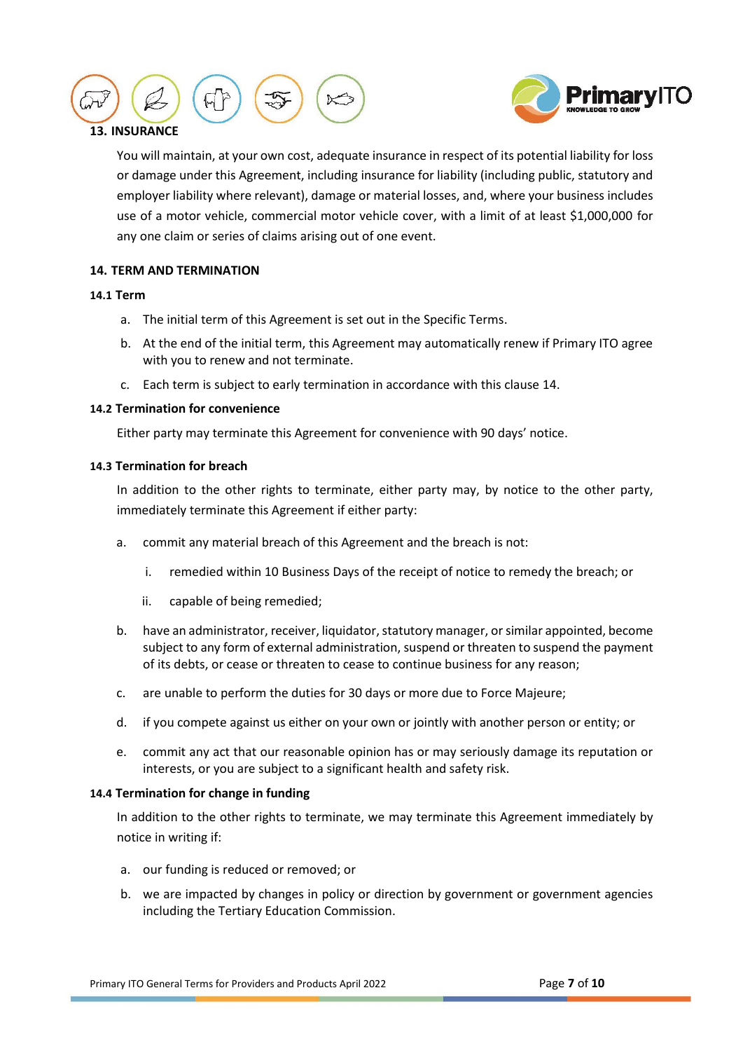## 13. INSURANCE

You will maintain, at your own cost, adequate insurance in respect of its potential liability for loss or damage under this Agreement, including insurance for liability (including public, statutory and employer liability where relevant), damage or material losses, and, where your business includes use of a motor vehicle, commercial motor vehicle cover, with a limit of at least $1,000,000 for any one claim or series of claims arising out of one event.

## 14. TERM AND TERMINATION

### 14.1 Term

a. The initial term of this Agreement is set out in the Specific Terms.

b. At the end of the initial term, this Agreement may automatically renew if Primary ITO agree with you to renew and not terminate.

c. Each term is subject to early termination in accordance with this clause 14.

### 14.2 Termination for convenience

Either party may terminate this Agreement for convenience with 90 days' notice.

### 14.3 Termination for breach

In addition to the other rights to terminate, either party may, by notice to the other party, immediately terminate this Agreement if either party:

a. commit any material breach of this Agreement and the breach is not:

   i. remedied within 10 Business Days of the receipt of notice to remedy the breach; or

   ii. capable of being remedied;

b. have an administrator, receiver, liquidator, statutory manager, or similar appointed, become subject to any form of external administration, suspend or threaten to suspend the payment of its debts, or cease or threaten to cease to continue business for any reason;

c. are unable to perform the duties for 30 days or more due to Force Majeure;

d. if you compete against us either on your own or jointly with another person or entity; or

e. commit any act that our reasonable opinion has or may seriously damage its reputation or interests, or you are subject to a significant health and safety risk.

### 14.4 Termination for change in funding

In addition to the other rights to terminate, we may terminate this Agreement immediately by notice in writing if:

a. our funding is reduced or removed; or

b. we are impacted by changes in policy or direction by government or government agencies including the Tertiary Education Commission.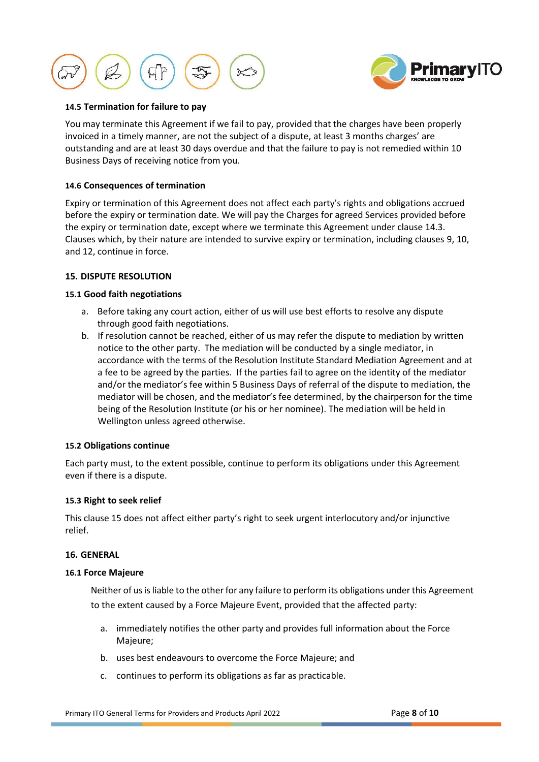#### 14.5 Termination for failure to pay

You may terminate this Agreement if we fail to pay, provided that the charges have been properly invoiced in a timely manner, are not the subject of a dispute, at least 3 months charges' are outstanding and are at least 30 days overdue and that the failure to pay is not remedied within 10 Business Days of receiving notice from you.

#### 14.6 Consequences of termination

Expiry or termination of this Agreement does not affect each party's rights and obligations accrued before the expiry or termination date. We will pay the Charges for agreed Services provided before the expiry or termination date, except where we terminate this Agreement under clause 14.3. Clauses which, by their nature are intended to survive expiry or termination, including clauses 9, 10, and 12, continue in force.

### 15. DISPUTE RESOLUTION

#### 15.1 Good faith negotiations

a. Before taking any court action, either of us will use best efforts to resolve any dispute through good faith negotiations.
b. If resolution cannot be reached, either of us may refer the dispute to mediation by written notice to the other party. The mediation will be conducted by a single mediator, in accordance with the terms of the Resolution Institute Standard Mediation Agreement and at a fee to be agreed by the parties. If the parties fail to agree on the identity of the mediator and/or the mediator's fee within 5 Business Days of referral of the dispute to mediation, the mediator will be chosen, and the mediator's fee determined, by the chairperson for the time being of the Resolution Institute (or his or her nominee). The mediation will be held in Wellington unless agreed otherwise.

#### 15.2 Obligations continue

Each party must, to the extent possible, continue to perform its obligations under this Agreement even if there is a dispute.

#### 15.3 Right to seek relief

This clause 15 does not affect either party's right to seek urgent interlocutory and/or injunctive relief.

### 16. GENERAL

#### 16.1 Force Majeure

Neither of us is liable to the other for any failure to perform its obligations under this Agreement to the extent caused by a Force Majeure Event, provided that the affected party:

a. immediately notifies the other party and provides full information about the Force Majeure;
b. uses best endeavours to overcome the Force Majeure; and
c. continues to perform its obligations as far as practicable.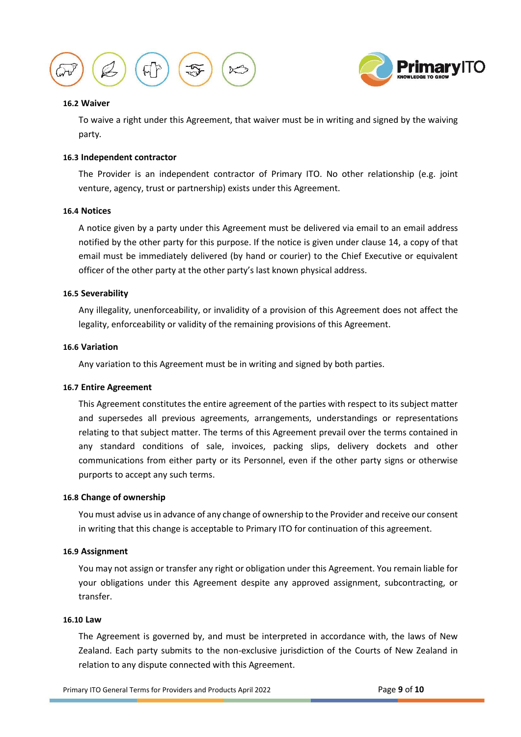### 16.2 Waiver

To waive a right under this Agreement, that waiver must be in writing and signed by the waiving party.

### 16.3 Independent contractor

The Provider is an independent contractor of Primary ITO. No other relationship (e.g. joint venture, agency, trust or partnership) exists under this Agreement.

### 16.4 Notices

A notice given by a party under this Agreement must be delivered via email to an email address notified by the other party for this purpose. If the notice is given under clause 14, a copy of that email must be immediately delivered (by hand or courier) to the Chief Executive or equivalent officer of the other party at the other party's last known physical address.

### 16.5 Severability

Any illegality, unenforceability, or invalidity of a provision of this Agreement does not affect the legality, enforceability or validity of the remaining provisions of this Agreement.

### 16.6 Variation

Any variation to this Agreement must be in writing and signed by both parties.

### 16.7 Entire Agreement

This Agreement constitutes the entire agreement of the parties with respect to its subject matter and supersedes all previous agreements, arrangements, understandings or representations relating to that subject matter. The terms of this Agreement prevail over the terms contained in any standard conditions of sale, invoices, packing slips, delivery dockets and other communications from either party or its Personnel, even if the other party signs or otherwise purports to accept any such terms.

### 16.8 Change of ownership

You must advise us in advance of any change of ownership to the Provider and receive our consent in writing that this change is acceptable to Primary ITO for continuation of this agreement.

### 16.9 Assignment

You may not assign or transfer any right or obligation under this Agreement. You remain liable for your obligations under this Agreement despite any approved assignment, subcontracting, or transfer.

### 16.10 Law

The Agreement is governed by, and must be interpreted in accordance with, the laws of New Zealand. Each party submits to the non-exclusive jurisdiction of the Courts of New Zealand in relation to any dispute connected with this Agreement.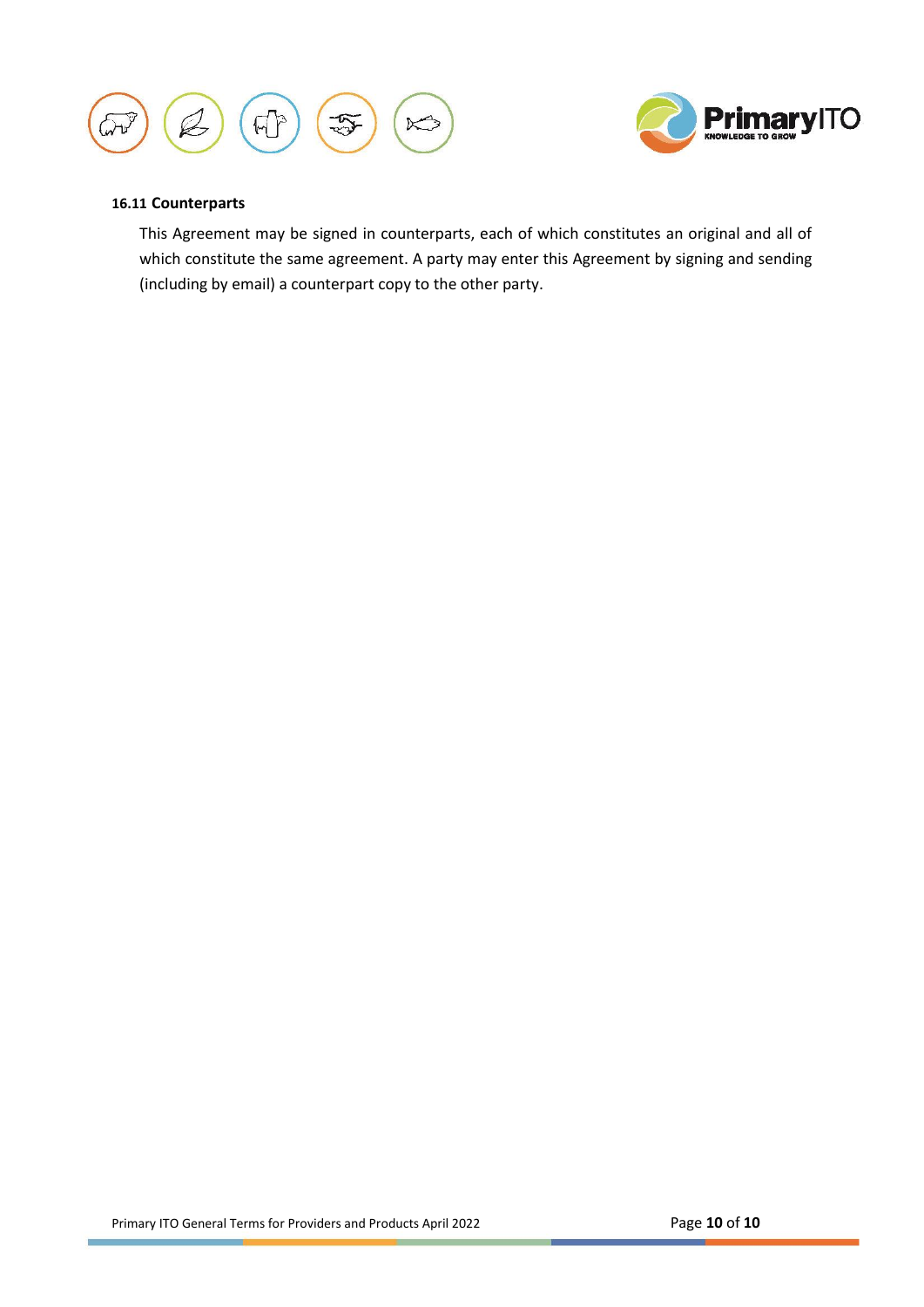**16.11 Counterparts**

This Agreement may be signed in counterparts, each of which constitutes an original and all of which constitute the same agreement. A party may enter this Agreement by signing and sending (including by email) a counterpart copy to the other party.